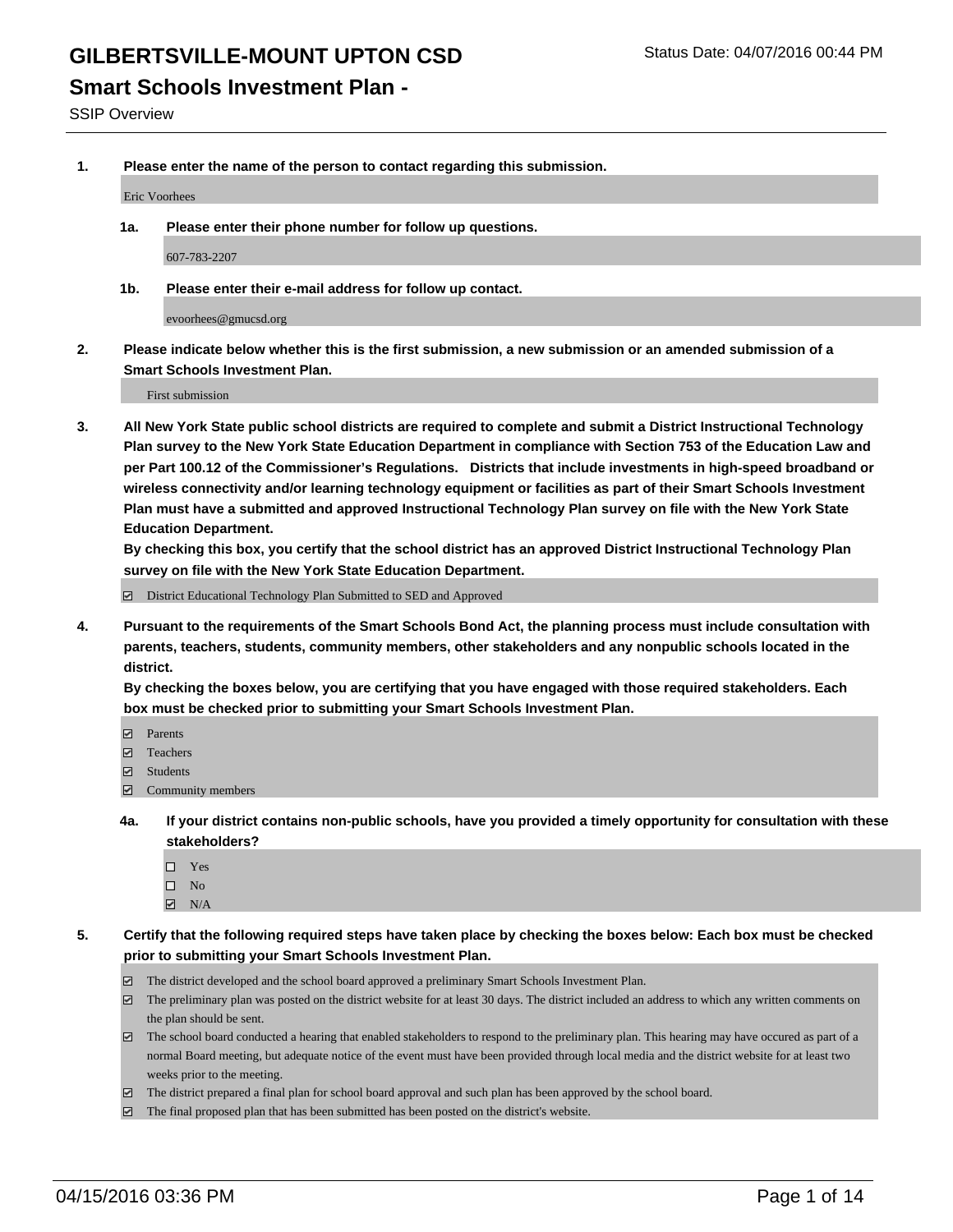# GILBERTSVILLE-MOUNT UPTON CSD

Status Date: 04/07/2016 00:44 PM

## Smart Schools Investment Plan -

SSIP Overview

**1. Please enter the name of the person to contact regarding this submission.**

Eric Voorhees

**1a. Please enter their phone number for follow up questions.**

607-783-2207

**1b. Please enter their e-mail address for follow up contact.**

evoorhees@gmucsd.org

**2. Please indicate below whether this is the first submission, a new submission or an amended submission of a Smart Schools Investment Plan.**

First submission

**3. All New York State public school districts are required to complete and submit a District Instructional Technology Plan survey to the New York State Education Department in compliance with Section 753 of the Education Law and per Part 100.12 of the Commissioner's Regulations. Districts that include investments in high-speed broadband or wireless connectivity and/or learning technology equipment or facilities as part of their Smart Schools Investment Plan must have a submitted and approved Instructional Technology Plan survey on file with the New York State Education Department.**

**By checking this box, you certify that the school district has an approved District Instructional Technology Plan survey on file with the New York State Education Department.**

- [x] District Educational Technology Plan Submitted to SED and Approved

**4. Pursuant to the requirements of the Smart Schools Bond Act, the planning process must include consultation with parents, teachers, students, community members, other stakeholders and any nonpublic schools located in the district.**

**By checking the boxes below, you are certifying that you have engaged with those required stakeholders. Each box must be checked prior to submitting your Smart Schools Investment Plan.**

- [x] Parents
- [x] Teachers
- [x] Students
- [x] Community members

**4a. If your district contains non-public schools, have you provided a timely opportunity for consultation with these stakeholders?**

- [ ] Yes
- [ ] No
- [x] N/A

**5. Certify that the following required steps have taken place by checking the boxes below: Each box must be checked prior to submitting your Smart Schools Investment Plan.**

- [x] The district developed and the school board approved a preliminary Smart Schools Investment Plan.
- [x] The preliminary plan was posted on the district website for at least 30 days. The district included an address to which any written comments on the plan should be sent.
- [x] The school board conducted a hearing that enabled stakeholders to respond to the preliminary plan. This hearing may have occured as part of a normal Board meeting, but adequate notice of the event must have been provided through local media and the district website for at least two weeks prior to the meeting.
- [x] The district prepared a final plan for school board approval and such plan has been approved by the school board.
- [x] The final proposed plan that has been submitted has been posted on the district's website.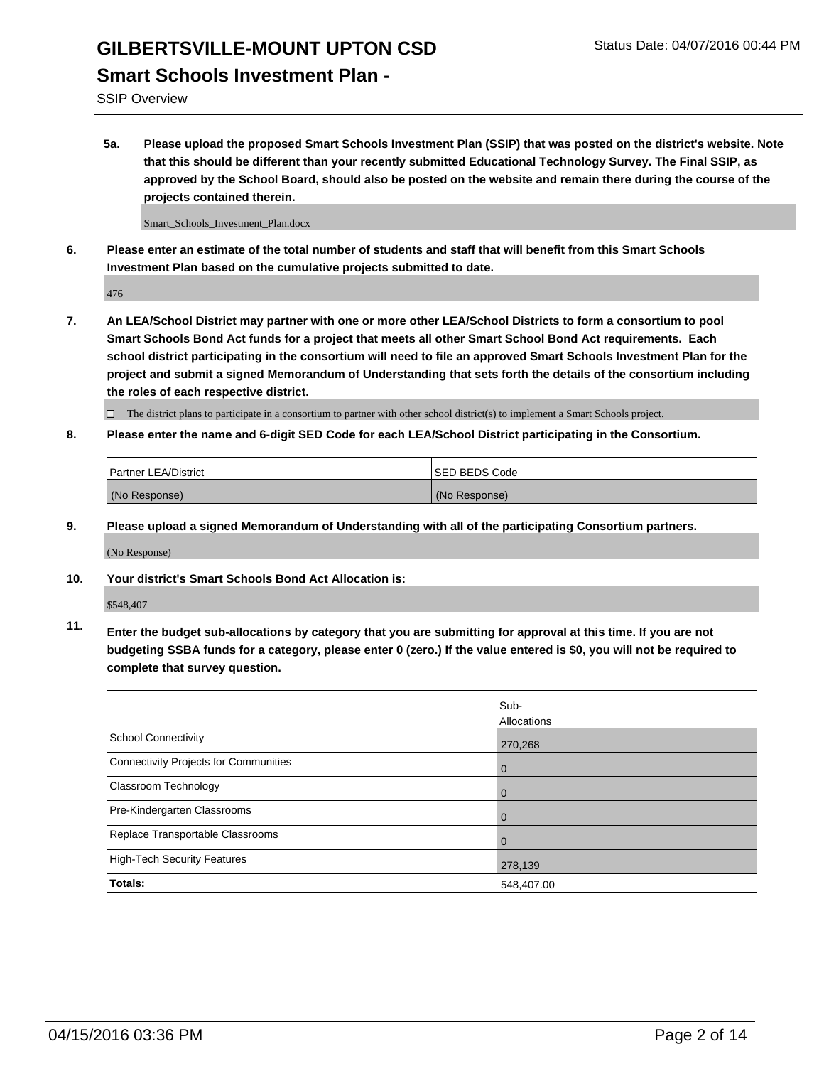**5a. Please upload the proposed Smart Schools Investment Plan (SSIP) that was posted on the district's website. Note that this should be different than your recently submitted Educational Technology Survey. The Final SSIP, as approved by the School Board, should also be posted on the website and remain there during the course of the projects contained therein.**

Smart_Schools_Investment_Plan.docx

**6. Please enter an estimate of the total number of students and staff that will benefit from this Smart Schools Investment Plan based on the cumulative projects submitted to date.**

476

**7. An LEA/School District may partner with one or more other LEA/School Districts to form a consortium to pool Smart Schools Bond Act funds for a project that meets all other Smart School Bond Act requirements. Each school district participating in the consortium will need to file an approved Smart Schools Investment Plan for the project and submit a signed Memorandum of Understanding that sets forth the details of the consortium including the roles of each respective district.**

☐ The district plans to participate in a consortium to partner with other school district(s) to implement a Smart Schools project.

**8. Please enter the name and 6-digit SED Code for each LEA/School District participating in the Consortium.**

| Partner LEA/District | SED BEDS Code |
|---|---|
| (No Response) | (No Response) |

**9. Please upload a signed Memorandum of Understanding with all of the participating Consortium partners.**

(No Response)

**10. Your district's Smart Schools Bond Act Allocation is:**

$548,407

**11. Enter the budget sub-allocations by category that you are submitting for approval at this time. If you are not budgeting SSBA funds for a category, please enter 0 (zero.) If the value entered is $0, you will not be required to complete that survey question.**

| | Sub-Allocations |
|---|---|
| School Connectivity | 270,268 |
| Connectivity Projects for Communities | 0 |
| Classroom Technology | 0 |
| Pre-Kindergarten Classrooms | 0 |
| Replace Transportable Classrooms | 0 |
| High-Tech Security Features | 278,139 |
| **Totals:** | 548,407.00 |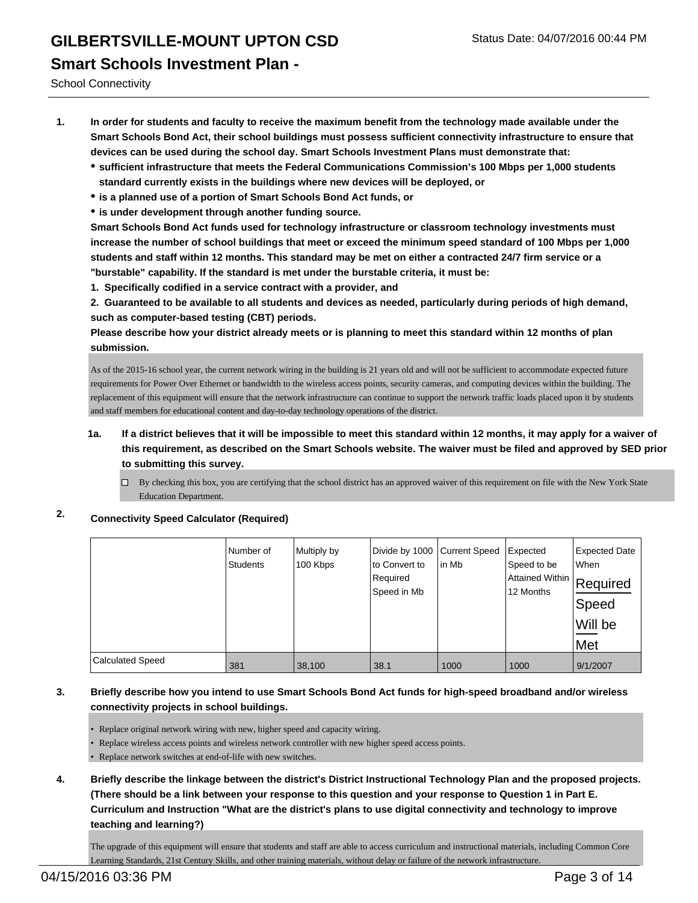# GILBERTSVILLE-MOUNT UPTON CSD

Status Date: 04/07/2016 00:44 PM

## Smart Schools Investment Plan -

School Connectivity

**1. In order for students and faculty to receive the maximum benefit from the technology made available under the Smart Schools Bond Act, their school buildings must possess sufficient connectivity infrastructure to ensure that devices can be used during the school day. Smart Schools Investment Plans must demonstrate that:**

- **sufficient infrastructure that meets the Federal Communications Commission's 100 Mbps per 1,000 students standard currently exists in the buildings where new devices will be deployed, or**
- **is a planned use of a portion of Smart Schools Bond Act funds, or**
- **is under development through another funding source.**

**Smart Schools Bond Act funds used for technology infrastructure or classroom technology investments must increase the number of school buildings that meet or exceed the minimum speed standard of 100 Mbps per 1,000 students and staff within 12 months. This standard may be met on either a contracted 24/7 firm service or a "burstable" capability. If the standard is met under the burstable criteria, it must be:**

**1. Specifically codified in a service contract with a provider, and**

**2. Guaranteed to be available to all students and devices as needed, particularly during periods of high demand, such as computer-based testing (CBT) periods.**

**Please describe how your district already meets or is planning to meet this standard within 12 months of plan submission.**

As of the 2015-16 school year, the current network wiring in the building is 21 years old and will not be sufficient to accommodate expected future requirements for Power Over Ethernet or bandwidth to the wireless access points, security cameras, and computing devices within the building. The replacement of this equipment will ensure that the network infrastructure can continue to support the network traffic loads placed upon it by students and staff members for educational content and day-to-day technology operations of the district.

**1a. If a district believes that it will be impossible to meet this standard within 12 months, it may apply for a waiver of this requirement, as described on the Smart Schools website. The waiver must be filed and approved by SED prior to submitting this survey.**

☐ By checking this box, you are certifying that the school district has an approved waiver of this requirement on file with the New York State Education Department.

**2. Connectivity Speed Calculator (Required)**

| | Number of Students | Multiply by 100 Kbps | Divide by 1000 to Convert to Required Speed in Mb | Current Speed in Mb | Expected Speed to be Attained Within 12 Months | Expected Date When Required Speed Will be Met |
|---|---|---|---|---|---|---|
| Calculated Speed | 381 | 38,100 | 38.1 | 1000 | 1000 | 9/1/2007 |

**3. Briefly describe how you intend to use Smart Schools Bond Act funds for high-speed broadband and/or wireless connectivity projects in school buildings.**

- Replace original network wiring with new, higher speed and capacity wiring.
- Replace wireless access points and wireless network controller with new higher speed access points.
- Replace network switches at end-of-life with new switches.

**4. Briefly describe the linkage between the district's District Instructional Technology Plan and the proposed projects. (There should be a link between your response to this question and your response to Question 1 in Part E. Curriculum and Instruction "What are the district's plans to use digital connectivity and technology to improve teaching and learning?)**

The upgrade of this equipment will ensure that students and staff are able to access curriculum and instructional materials, including Common Core Learning Standards, 21st Century Skills, and other training materials, without delay or failure of the network infrastructure.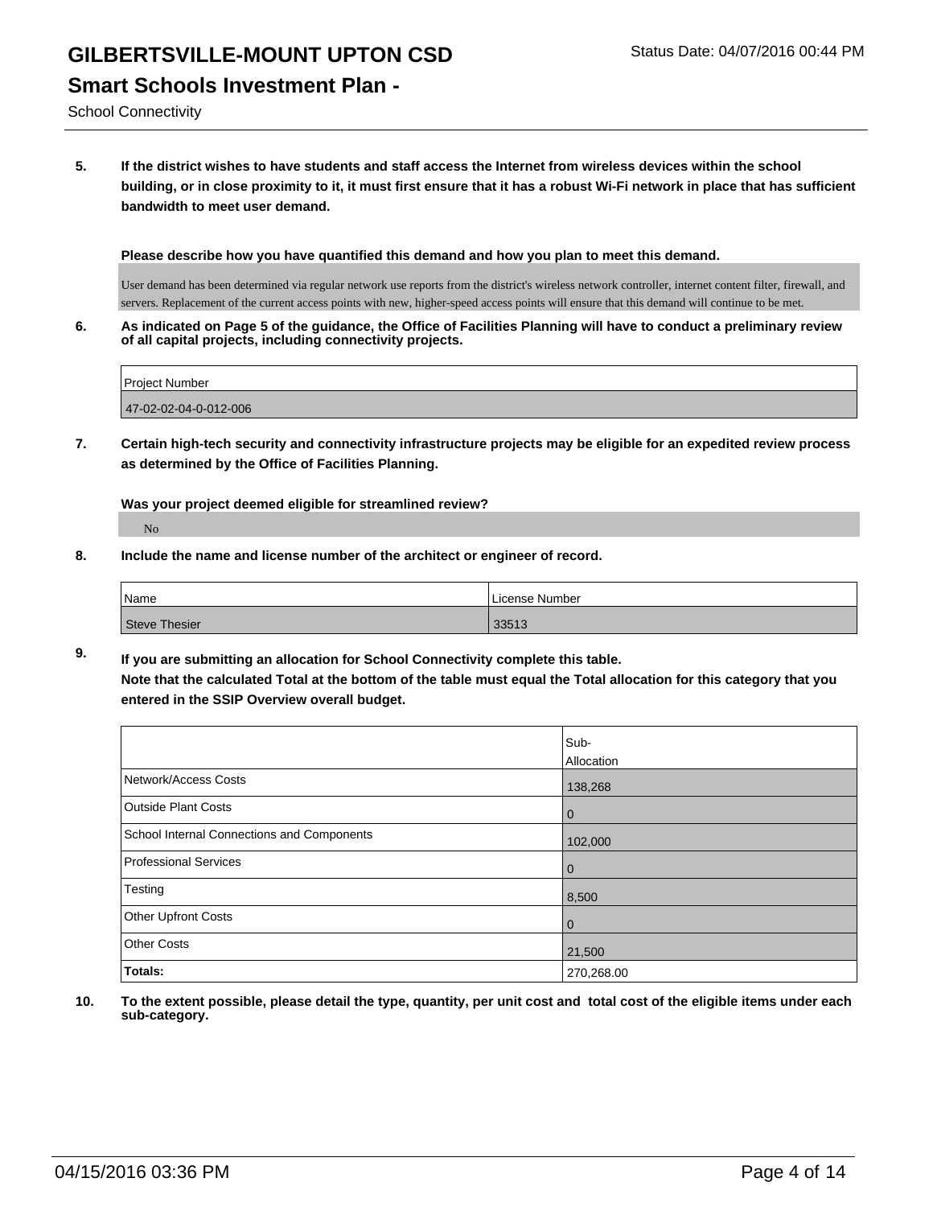# GILBERTSVILLE-MOUNT UPTON CSD

Status Date: 04/07/2016 00:44 PM

## Smart Schools Investment Plan -

School Connectivity

**5. If the district wishes to have students and staff access the Internet from wireless devices within the school building, or in close proximity to it, it must first ensure that it has a robust Wi-Fi network in place that has sufficient bandwidth to meet user demand.**

**Please describe how you have quantified this demand and how you plan to meet this demand.**

User demand has been determined via regular network use reports from the district's wireless network controller, internet content filter, firewall, and servers. Replacement of the current access points with new, higher-speed access points will ensure that this demand will continue to be met.

**6. As indicated on Page 5 of the guidance, the Office of Facilities Planning will have to conduct a preliminary review of all capital projects, including connectivity projects.**

| Project Number |
|---|
| 47-02-02-04-0-012-006 |

**7. Certain high-tech security and connectivity infrastructure projects may be eligible for an expedited review process as determined by the Office of Facilities Planning.**

**Was your project deemed eligible for streamlined review?**

No

**8. Include the name and license number of the architect or engineer of record.**

| Name | License Number |
|---|---|
| Steve Thesier | 33513 |

**9. If you are submitting an allocation for School Connectivity complete this table.**
**Note that the calculated Total at the bottom of the table must equal the Total allocation for this category that you entered in the SSIP Overview overall budget.**

| | Sub-Allocation |
|---|---|
| Network/Access Costs | 138,268 |
| Outside Plant Costs | 0 |
| School Internal Connections and Components | 102,000 |
| Professional Services | 0 |
| Testing | 8,500 |
| Other Upfront Costs | 0 |
| Other Costs | 21,500 |
| **Totals:** | 270,268.00 |

**10. To the extent possible, please detail the type, quantity, per unit cost and total cost of the eligible items under each sub-category.**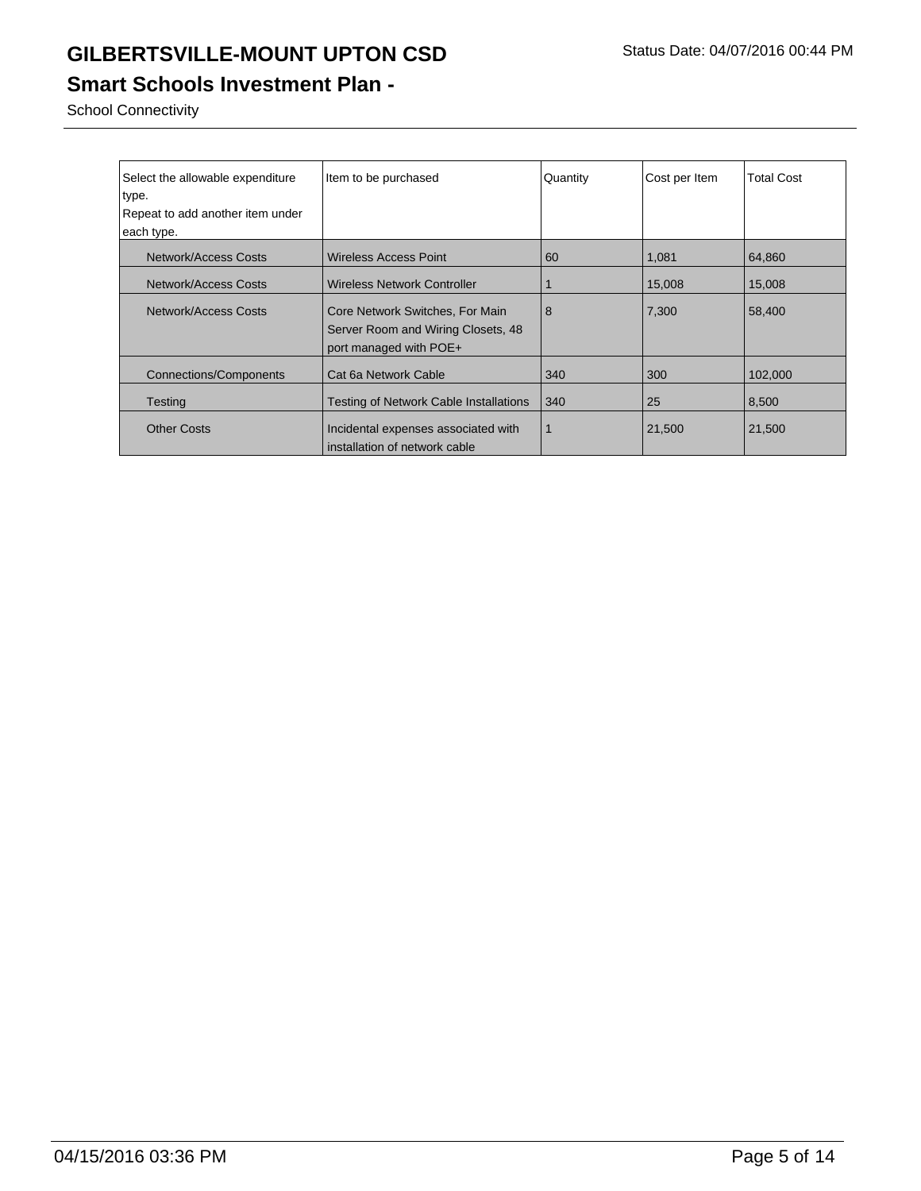# GILBERTSVILLE-MOUNT UPTON CSD

Status Date: 04/07/2016 00:44 PM

## Smart Schools Investment Plan -

School Connectivity

| Select the allowable expenditure type. Repeat to add another item under each type. | Item to be purchased | Quantity | Cost per Item | Total Cost |
|---|---|---|---|---|
| Network/Access Costs | Wireless Access Point | 60 | 1,081 | 64,860 |
| Network/Access Costs | Wireless Network Controller | 1 | 15,008 | 15,008 |
| Network/Access Costs | Core Network Switches, For Main Server Room and Wiring Closets, 48 port managed with POE+ | 8 | 7,300 | 58,400 |
| Connections/Components | Cat 6a Network Cable | 340 | 300 | 102,000 |
| Testing | Testing of Network Cable Installations | 340 | 25 | 8,500 |
| Other Costs | Incidental expenses associated with installation of network cable | 1 | 21,500 | 21,500 |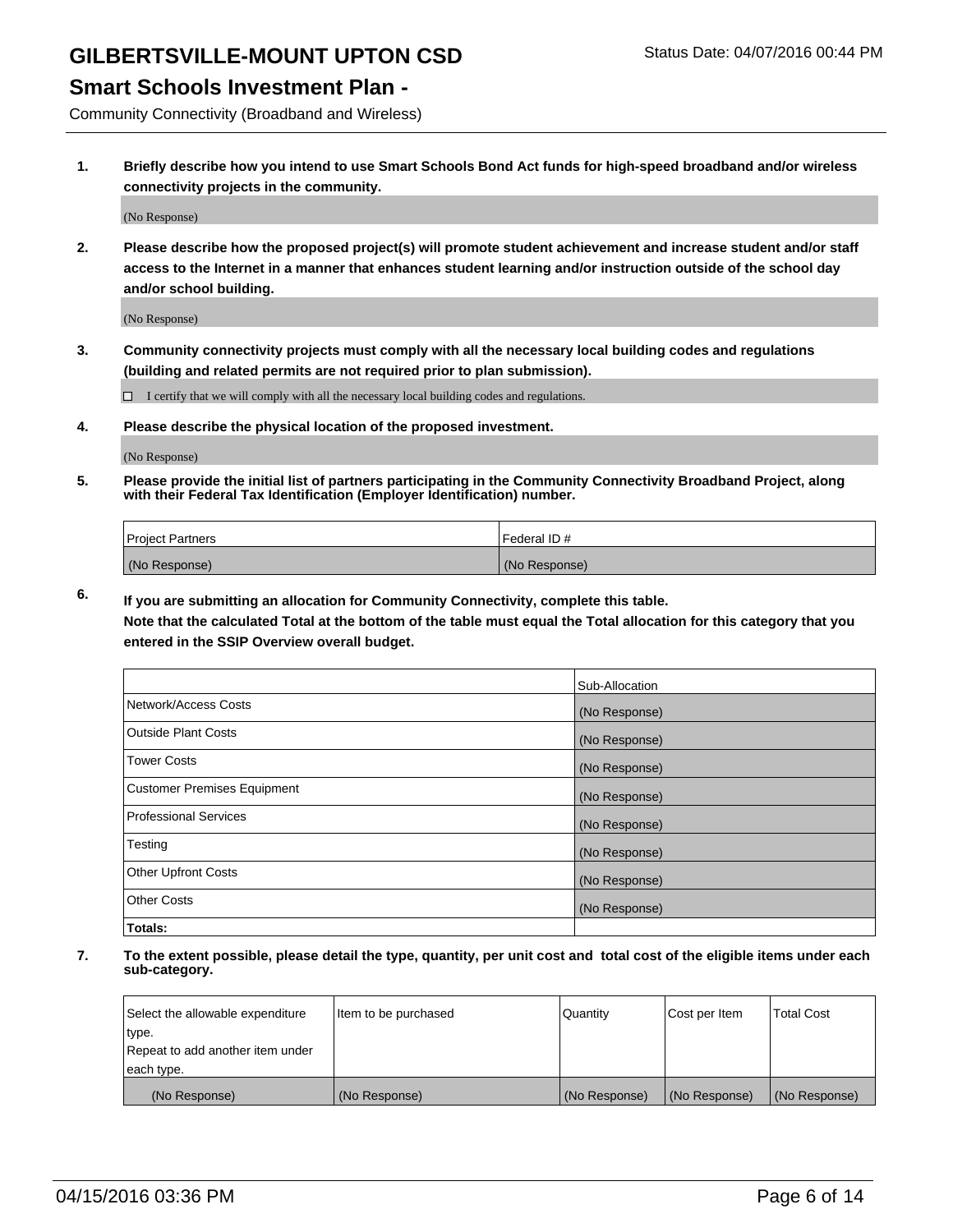# GILBERTSVILLE-MOUNT UPTON CSD

Status Date: 04/07/2016 00:44 PM

## Smart Schools Investment Plan -

Community Connectivity (Broadband and Wireless)

**1. Briefly describe how you intend to use Smart Schools Bond Act funds for high-speed broadband and/or wireless connectivity projects in the community.**

(No Response)

**2. Please describe how the proposed project(s) will promote student achievement and increase student and/or staff access to the Internet in a manner that enhances student learning and/or instruction outside of the school day and/or school building.**

(No Response)

**3. Community connectivity projects must comply with all the necessary local building codes and regulations (building and related permits are not required prior to plan submission).**

☐ I certify that we will comply with all the necessary local building codes and regulations.

**4. Please describe the physical location of the proposed investment.**

(No Response)

**5. Please provide the initial list of partners participating in the Community Connectivity Broadband Project, along with their Federal Tax Identification (Employer Identification) number.**

| Project Partners | Federal ID # |
| --- | --- |
| (No Response) | (No Response) |

**6. If you are submitting an allocation for Community Connectivity, complete this table.**
**Note that the calculated Total at the bottom of the table must equal the Total allocation for this category that you entered in the SSIP Overview overall budget.**

| | Sub-Allocation |
| --- | --- |
| Network/Access Costs | (No Response) |
| Outside Plant Costs | (No Response) |
| Tower Costs | (No Response) |
| Customer Premises Equipment | (No Response) |
| Professional Services | (No Response) |
| Testing | (No Response) |
| Other Upfront Costs | (No Response) |
| Other Costs | (No Response) |
| **Totals:** | |

**7. To the extent possible, please detail the type, quantity, per unit cost and total cost of the eligible items under each sub-category.**

| Select the allowable expenditure type. Repeat to add another item under each type. | Item to be purchased | Quantity | Cost per Item | Total Cost |
| --- | --- | --- | --- | --- |
| (No Response) | (No Response) | (No Response) | (No Response) | (No Response) |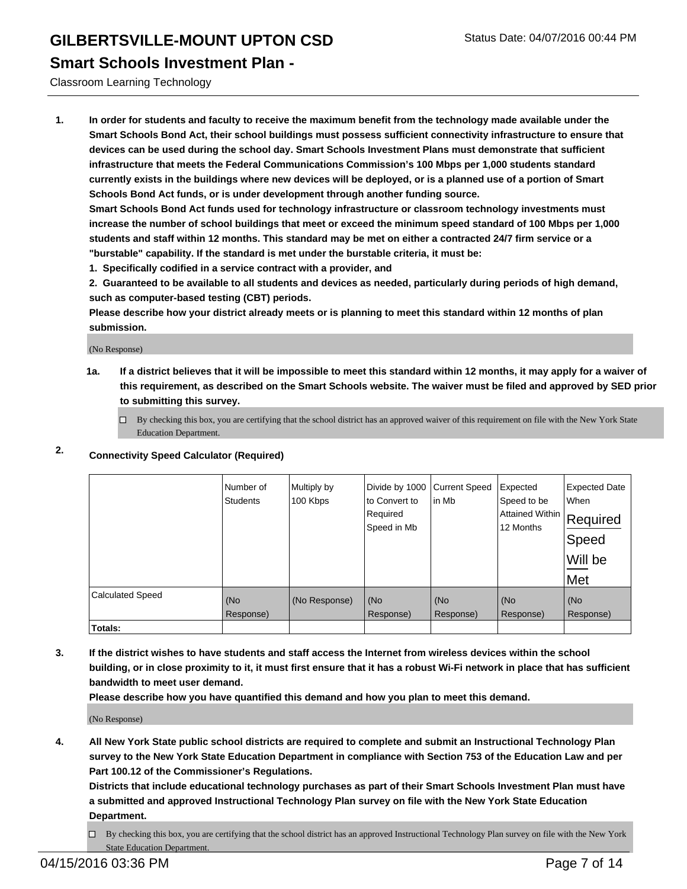# GILBERTSVILLE-MOUNT UPTON CSD

Status Date: 04/07/2016 00:44 PM

## Smart Schools Investment Plan -

Classroom Learning Technology

**1. In order for students and faculty to receive the maximum benefit from the technology made available under the Smart Schools Bond Act, their school buildings must possess sufficient connectivity infrastructure to ensure that devices can be used during the school day. Smart Schools Investment Plans must demonstrate that sufficient infrastructure that meets the Federal Communications Commission's 100 Mbps per 1,000 students standard currently exists in the buildings where new devices will be deployed, or is a planned use of a portion of Smart Schools Bond Act funds, or is under development through another funding source.**

**Smart Schools Bond Act funds used for technology infrastructure or classroom technology investments must increase the number of school buildings that meet or exceed the minimum speed standard of 100 Mbps per 1,000 students and staff within 12 months. This standard may be met on either a contracted 24/7 firm service or a "burstable" capability. If the standard is met under the burstable criteria, it must be:**

**1. Specifically codified in a service contract with a provider, and**

**2. Guaranteed to be available to all students and devices as needed, particularly during periods of high demand, such as computer-based testing (CBT) periods.**

**Please describe how your district already meets or is planning to meet this standard within 12 months of plan submission.**

(No Response)

**1a. If a district believes that it will be impossible to meet this standard within 12 months, it may apply for a waiver of this requirement, as described on the Smart Schools website. The waiver must be filed and approved by SED prior to submitting this survey.**

☐ By checking this box, you are certifying that the school district has an approved waiver of this requirement on file with the New York State Education Department.

**2. Connectivity Speed Calculator (Required)**

| | Number of Students | Multiply by 100 Kbps | Divide by 1000 to Convert to Required Speed in Mb | Current Speed in Mb | Expected Speed to be Attained Within 12 Months | Expected Date When Required Speed Will be Met |
|---|---|---|---|---|---|---|
| Calculated Speed | (No Response) | (No Response) | (No Response) | (No Response) | (No Response) | (No Response) |
| **Totals:** | | | | | | |

**3. If the district wishes to have students and staff access the Internet from wireless devices within the school building, or in close proximity to it, it must first ensure that it has a robust Wi-Fi network in place that has sufficient bandwidth to meet user demand.**

**Please describe how you have quantified this demand and how you plan to meet this demand.**

(No Response)

**4. All New York State public school districts are required to complete and submit an Instructional Technology Plan survey to the New York State Education Department in compliance with Section 753 of the Education Law and per Part 100.12 of the Commissioner's Regulations.**

**Districts that include educational technology purchases as part of their Smart Schools Investment Plan must have a submitted and approved Instructional Technology Plan survey on file with the New York State Education Department.**

☐ By checking this box, you are certifying that the school district has an approved Instructional Technology Plan survey on file with the New York State Education Department.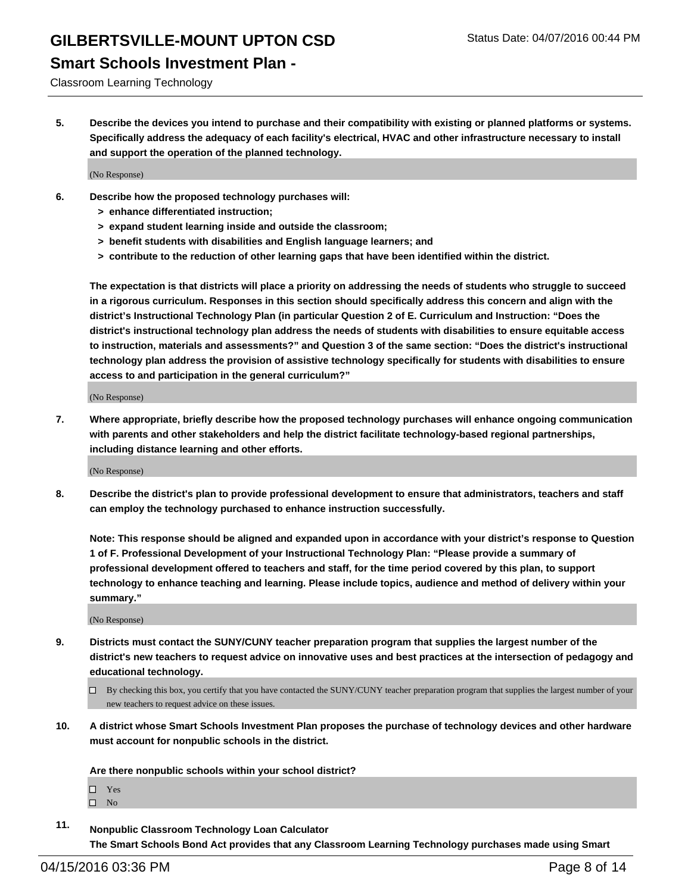**5. Describe the devices you intend to purchase and their compatibility with existing or planned platforms or systems. Specifically address the adequacy of each facility's electrical, HVAC and other infrastructure necessary to install and support the operation of the planned technology.**

(No Response)

**6. Describe how the proposed technology purchases will:**

- **> enhance differentiated instruction;**
- **> expand student learning inside and outside the classroom;**
- **> benefit students with disabilities and English language learners; and**
- **> contribute to the reduction of other learning gaps that have been identified within the district.**

**The expectation is that districts will place a priority on addressing the needs of students who struggle to succeed in a rigorous curriculum. Responses in this section should specifically address this concern and align with the district's Instructional Technology Plan (in particular Question 2 of E. Curriculum and Instruction: "Does the district's instructional technology plan address the needs of students with disabilities to ensure equitable access to instruction, materials and assessments?" and Question 3 of the same section: "Does the district's instructional technology plan address the provision of assistive technology specifically for students with disabilities to ensure access to and participation in the general curriculum?"**

(No Response)

**7. Where appropriate, briefly describe how the proposed technology purchases will enhance ongoing communication with parents and other stakeholders and help the district facilitate technology-based regional partnerships, including distance learning and other efforts.**

(No Response)

**8. Describe the district's plan to provide professional development to ensure that administrators, teachers and staff can employ the technology purchased to enhance instruction successfully.**

**Note: This response should be aligned and expanded upon in accordance with your district's response to Question 1 of F. Professional Development of your Instructional Technology Plan: "Please provide a summary of professional development offered to teachers and staff, for the time period covered by this plan, to support technology to enhance teaching and learning. Please include topics, audience and method of delivery within your summary."**

(No Response)

**9. Districts must contact the SUNY/CUNY teacher preparation program that supplies the largest number of the district's new teachers to request advice on innovative uses and best practices at the intersection of pedagogy and educational technology.**

☐ By checking this box, you certify that you have contacted the SUNY/CUNY teacher preparation program that supplies the largest number of your new teachers to request advice on these issues.

**10. A district whose Smart Schools Investment Plan proposes the purchase of technology devices and other hardware must account for nonpublic schools in the district.**

**Are there nonpublic schools within your school district?**

☐ Yes
☐ No

**11. Nonpublic Classroom Technology Loan Calculator**
**The Smart Schools Bond Act provides that any Classroom Learning Technology purchases made using Smart**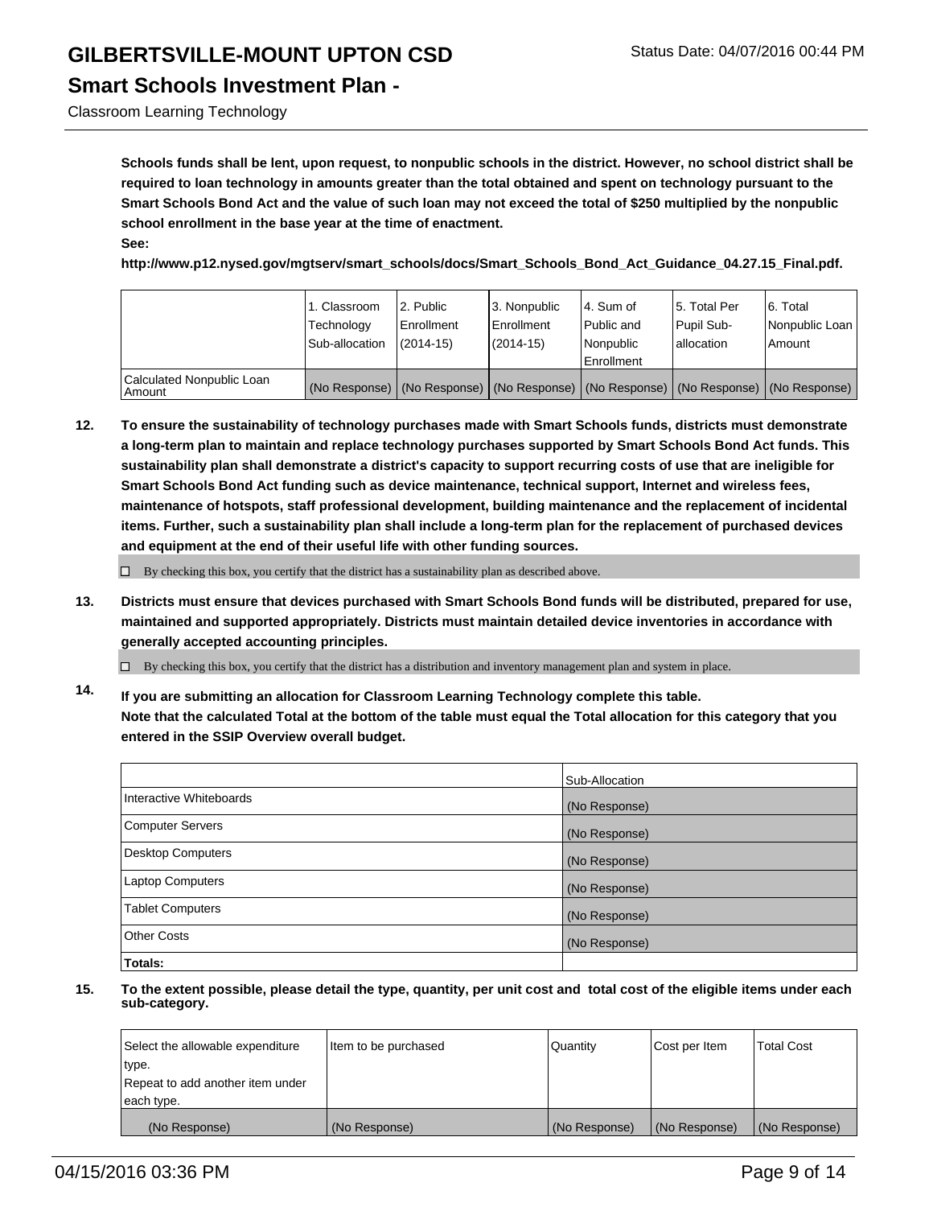**Schools funds shall be lent, upon request, to nonpublic schools in the district. However, no school district shall be required to loan technology in amounts greater than the total obtained and spent on technology pursuant to the Smart Schools Bond Act and the value of such loan may not exceed the total of $250 multiplied by the nonpublic school enrollment in the base year at the time of enactment.**
**See:**
**http://www.p12.nysed.gov/mgtserv/smart_schools/docs/Smart_Schools_Bond_Act_Guidance_04.27.15_Final.pdf.**

| | 1. Classroom Technology Sub-allocation | 2. Public Enrollment (2014-15) | 3. Nonpublic Enrollment (2014-15) | 4. Sum of Public and Nonpublic Enrollment | 5. Total Per Pupil Sub-allocation | 6. Total Nonpublic Loan Amount |
|---|---|---|---|---|---|---|
| Calculated Nonpublic Loan Amount | (No Response) | (No Response) | (No Response) | (No Response) | (No Response) | (No Response) |

**12.** **To ensure the sustainability of technology purchases made with Smart Schools funds, districts must demonstrate a long-term plan to maintain and replace technology purchases supported by Smart Schools Bond Act funds. This sustainability plan shall demonstrate a district's capacity to support recurring costs of use that are ineligible for Smart Schools Bond Act funding such as device maintenance, technical support, Internet and wireless fees, maintenance of hotspots, staff professional development, building maintenance and the replacement of incidental items. Further, such a sustainability plan shall include a long-term plan for the replacement of purchased devices and equipment at the end of their useful life with other funding sources.**

☐ By checking this box, you certify that the district has a sustainability plan as described above.

**13.** **Districts must ensure that devices purchased with Smart Schools Bond funds will be distributed, prepared for use, maintained and supported appropriately. Districts must maintain detailed device inventories in accordance with generally accepted accounting principles.**

☐ By checking this box, you certify that the district has a distribution and inventory management plan and system in place.

**14.** **If you are submitting an allocation for Classroom Learning Technology complete this table. Note that the calculated Total at the bottom of the table must equal the Total allocation for this category that you entered in the SSIP Overview overall budget.**

| | Sub-Allocation |
|---|---|
| Interactive Whiteboards | (No Response) |
| Computer Servers | (No Response) |
| Desktop Computers | (No Response) |
| Laptop Computers | (No Response) |
| Tablet Computers | (No Response) |
| Other Costs | (No Response) |
| **Totals:** | |

**15.** **To the extent possible, please detail the type, quantity, per unit cost and total cost of the eligible items under each sub-category.**

| Select the allowable expenditure type. Repeat to add another item under each type. | Item to be purchased | Quantity | Cost per Item | Total Cost |
|---|---|---|---|---|
| (No Response) | (No Response) | (No Response) | (No Response) | (No Response) |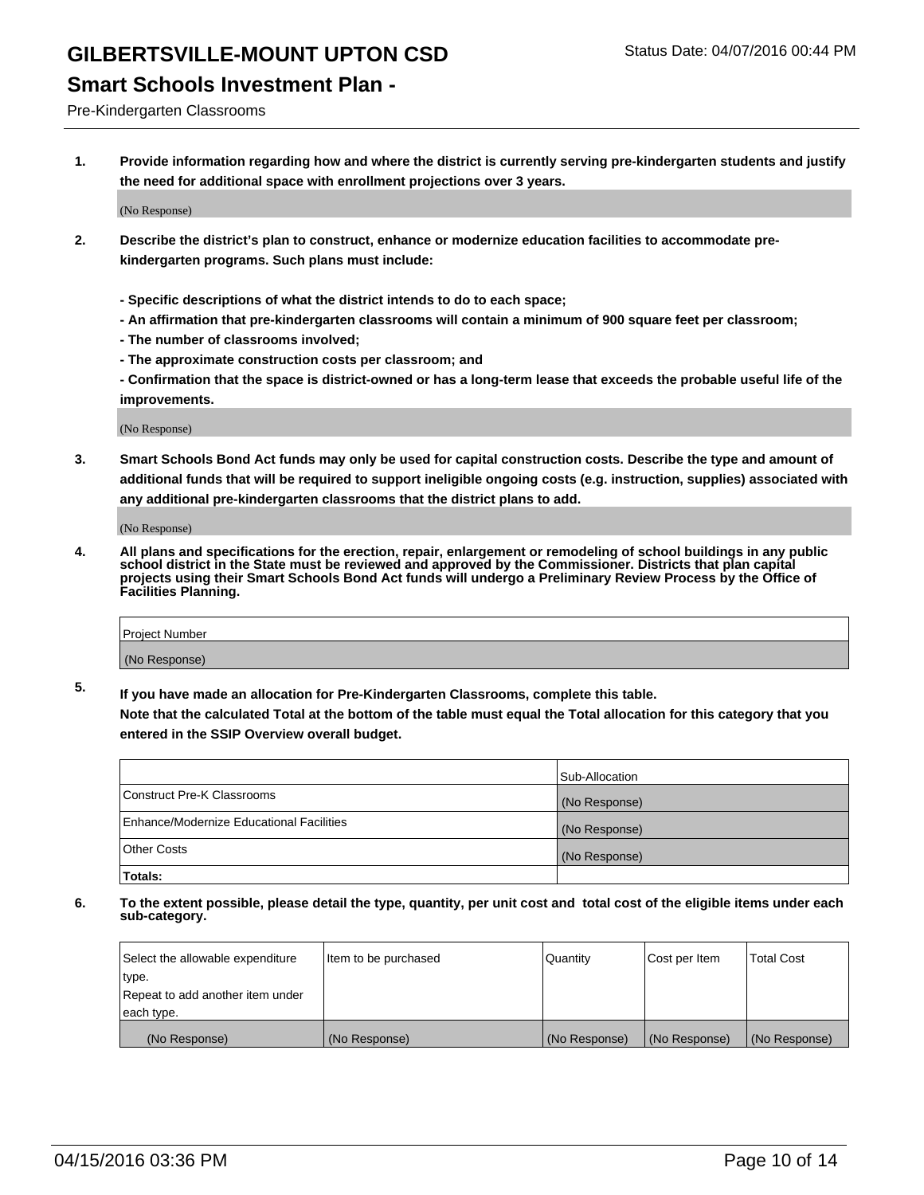# GILBERTSVILLE-MOUNT UPTON CSD

Status Date: 04/07/2016 00:44 PM

## Smart Schools Investment Plan -

Pre-Kindergarten Classrooms

**1. Provide information regarding how and where the district is currently serving pre-kindergarten students and justify the need for additional space with enrollment projections over 3 years.**

(No Response)

**2. Describe the district's plan to construct, enhance or modernize education facilities to accommodate pre-kindergarten programs. Such plans must include:**

**- Specific descriptions of what the district intends to do to each space;**
**- An affirmation that pre-kindergarten classrooms will contain a minimum of 900 square feet per classroom;**
**- The number of classrooms involved;**
**- The approximate construction costs per classroom; and**
**- Confirmation that the space is district-owned or has a long-term lease that exceeds the probable useful life of the improvements.**

(No Response)

**3. Smart Schools Bond Act funds may only be used for capital construction costs. Describe the type and amount of additional funds that will be required to support ineligible ongoing costs (e.g. instruction, supplies) associated with any additional pre-kindergarten classrooms that the district plans to add.**

(No Response)

**4. All plans and specifications for the erection, repair, enlargement or remodeling of school buildings in any public school district in the State must be reviewed and approved by the Commissioner. Districts that plan capital projects using their Smart Schools Bond Act funds will undergo a Preliminary Review Process by the Office of Facilities Planning.**

| Project Number |
| --- |
| (No Response) |

**5. If you have made an allocation for Pre-Kindergarten Classrooms, complete this table.**
**Note that the calculated Total at the bottom of the table must equal the Total allocation for this category that you entered in the SSIP Overview overall budget.**

| | Sub-Allocation |
| --- | --- |
| Construct Pre-K Classrooms | (No Response) |
| Enhance/Modernize Educational Facilities | (No Response) |
| Other Costs | (No Response) |
| **Totals:** | |

**6. To the extent possible, please detail the type, quantity, per unit cost and total cost of the eligible items under each sub-category.**

| Select the allowable expenditure type. Repeat to add another item under each type. | Item to be purchased | Quantity | Cost per Item | Total Cost |
| --- | --- | --- | --- | --- |
| (No Response) | (No Response) | (No Response) | (No Response) | (No Response) |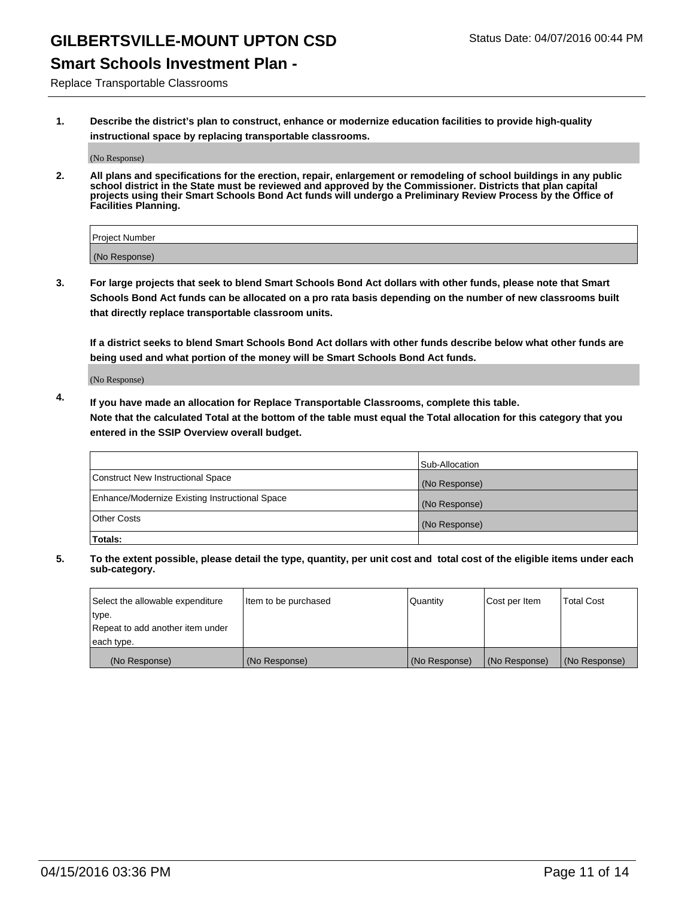# GILBERTSVILLE-MOUNT UPTON CSD

Status Date: 04/07/2016 00:44 PM

## Smart Schools Investment Plan -

Replace Transportable Classrooms

1. **Describe the district's plan to construct, enhance or modernize education facilities to provide high-quality instructional space by replacing transportable classrooms.**

   (No Response)

2. **All plans and specifications for the erection, repair, enlargement or remodeling of school buildings in any public school district in the State must be reviewed and approved by the Commissioner. Districts that plan capital projects using their Smart Schools Bond Act funds will undergo a Preliminary Review Process by the Office of Facilities Planning.**

| Project Number |
|---|
| (No Response) |

3. **For large projects that seek to blend Smart Schools Bond Act dollars with other funds, please note that Smart Schools Bond Act funds can be allocated on a pro rata basis depending on the number of new classrooms built that directly replace transportable classroom units.**

   **If a district seeks to blend Smart Schools Bond Act dollars with other funds describe below what other funds are being used and what portion of the money will be Smart Schools Bond Act funds.**

   (No Response)

4. **If you have made an allocation for Replace Transportable Classrooms, complete this table.**
   **Note that the calculated Total at the bottom of the table must equal the Total allocation for this category that you entered in the SSIP Overview overall budget.**

| | Sub-Allocation |
|---|---|
| Construct New Instructional Space | (No Response) |
| Enhance/Modernize Existing Instructional Space | (No Response) |
| Other Costs | (No Response) |
| **Totals:** | |

5. **To the extent possible, please detail the type, quantity, per unit cost and total cost of the eligible items under each sub-category.**

| Select the allowable expenditure type. Repeat to add another item under each type. | Item to be purchased | Quantity | Cost per Item | Total Cost |
|---|---|---|---|---|
| (No Response) | (No Response) | (No Response) | (No Response) | (No Response) |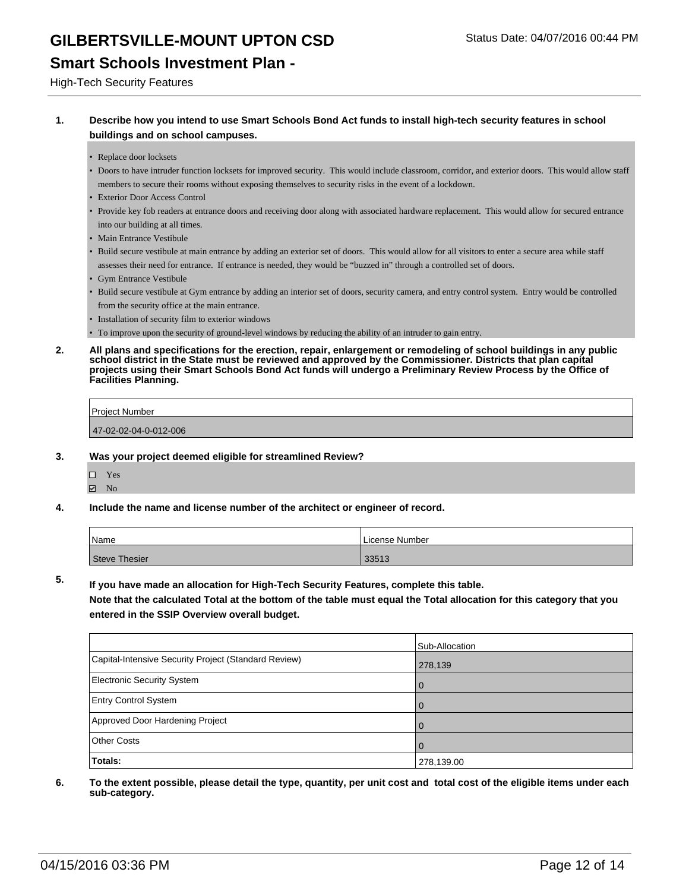# GILBERTSVILLE-MOUNT UPTON CSD

Status Date: 04/07/2016 00:44 PM

## Smart Schools Investment Plan -

High-Tech Security Features

**1. Describe how you intend to use Smart Schools Bond Act funds to install high-tech security features in school buildings and on school campuses.**

- Replace door locksets
- Doors to have intruder function locksets for improved security. This would include classroom, corridor, and exterior doors. This would allow staff members to secure their rooms without exposing themselves to security risks in the event of a lockdown.
- Exterior Door Access Control
- Provide key fob readers at entrance doors and receiving door along with associated hardware replacement. This would allow for secured entrance into our building at all times.
- Main Entrance Vestibule
- Build secure vestibule at main entrance by adding an exterior set of doors. This would allow for all visitors to enter a secure area while staff assesses their need for entrance. If entrance is needed, they would be "buzzed in" through a controlled set of doors.
- Gym Entrance Vestibule
- Build secure vestibule at Gym entrance by adding an interior set of doors, security camera, and entry control system. Entry would be controlled from the security office at the main entrance.
- Installation of security film to exterior windows
- To improve upon the security of ground-level windows by reducing the ability of an intruder to gain entry.

**2. All plans and specifications for the erection, repair, enlargement or remodeling of school buildings in any public school district in the State must be reviewed and approved by the Commissioner. Districts that plan capital projects using their Smart Schools Bond Act funds will undergo a Preliminary Review Process by the Office of Facilities Planning.**

| Project Number |
|---|
| 47-02-02-04-0-012-006 |

**3. Was your project deemed eligible for streamlined Review?**

- ☐ Yes
- ☑ No

**4. Include the name and license number of the architect or engineer of record.**

| Name | License Number |
|---|---|
| Steve Thesier | 33513 |

**5. If you have made an allocation for High-Tech Security Features, complete this table.**

**Note that the calculated Total at the bottom of the table must equal the Total allocation for this category that you entered in the SSIP Overview overall budget.**

| | Sub-Allocation |
|---|---|
| Capital-Intensive Security Project (Standard Review) | 278,139 |
| Electronic Security System | 0 |
| Entry Control System | 0 |
| Approved Door Hardening Project | 0 |
| Other Costs | 0 |
| **Totals:** | 278,139.00 |

**6. To the extent possible, please detail the type, quantity, per unit cost and total cost of the eligible items under each sub-category.**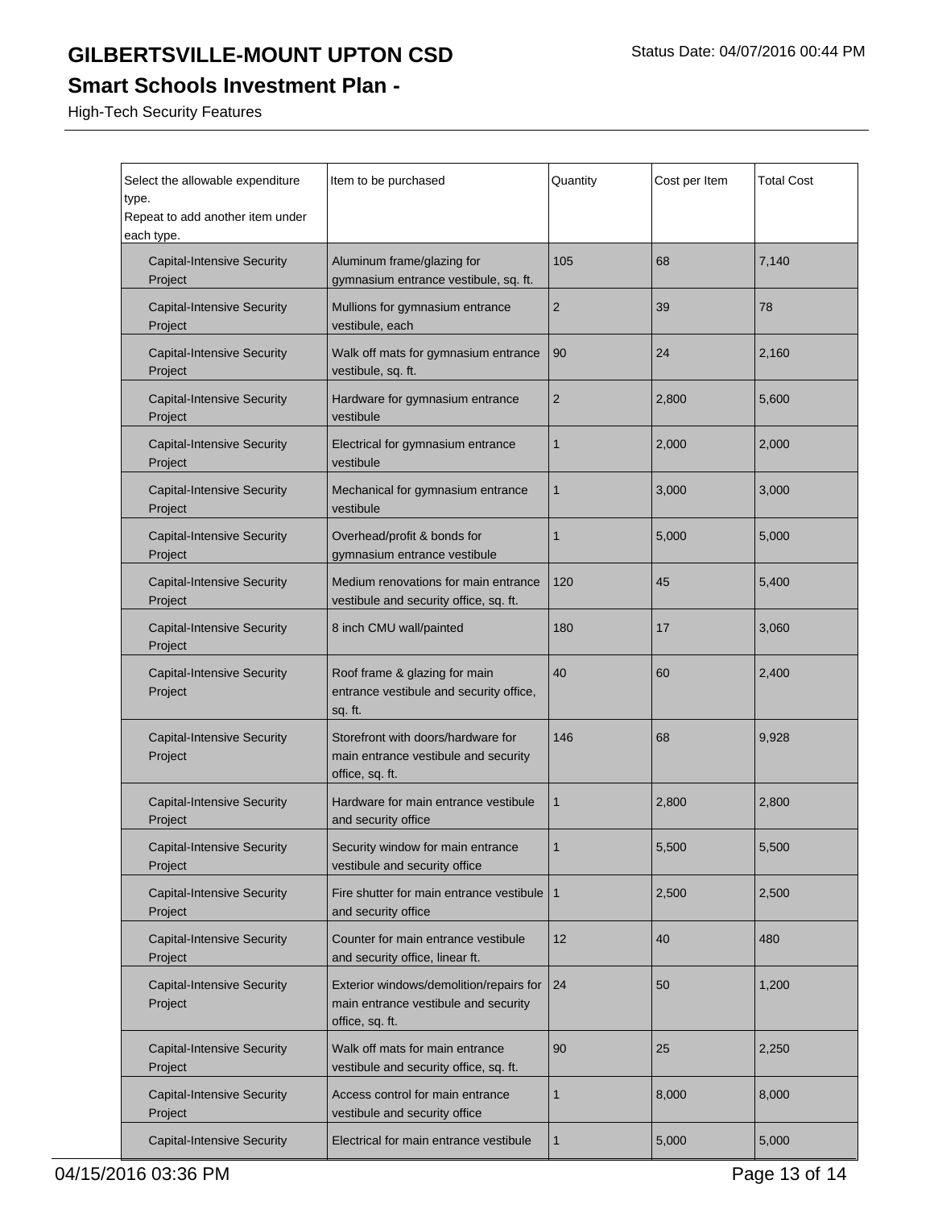# GILBERTSVILLE-MOUNT UPTON CSD

Status Date: 04/07/2016 00:44 PM

## Smart Schools Investment Plan -

High-Tech Security Features

| Select the allowable expenditure type. Repeat to add another item under each type. | Item to be purchased | Quantity | Cost per Item | Total Cost |
|---|---|---|---|---|
| Capital-Intensive Security Project | Aluminum frame/glazing for gymnasium entrance vestibule, sq. ft. | 105 | 68 | 7,140 |
| Capital-Intensive Security Project | Mullions for gymnasium entrance vestibule, each | 2 | 39 | 78 |
| Capital-Intensive Security Project | Walk off mats for gymnasium entrance vestibule, sq. ft. | 90 | 24 | 2,160 |
| Capital-Intensive Security Project | Hardware for gymnasium entrance vestibule | 2 | 2,800 | 5,600 |
| Capital-Intensive Security Project | Electrical for gymnasium entrance vestibule | 1 | 2,000 | 2,000 |
| Capital-Intensive Security Project | Mechanical for gymnasium entrance vestibule | 1 | 3,000 | 3,000 |
| Capital-Intensive Security Project | Overhead/profit & bonds for gymnasium entrance vestibule | 1 | 5,000 | 5,000 |
| Capital-Intensive Security Project | Medium renovations for main entrance vestibule and security office, sq. ft. | 120 | 45 | 5,400 |
| Capital-Intensive Security Project | 8 inch CMU wall/painted | 180 | 17 | 3,060 |
| Capital-Intensive Security Project | Roof frame & glazing for main entrance vestibule and security office, sq. ft. | 40 | 60 | 2,400 |
| Capital-Intensive Security Project | Storefront with doors/hardware for main entrance vestibule and security office, sq. ft. | 146 | 68 | 9,928 |
| Capital-Intensive Security Project | Hardware for main entrance vestibule and security office | 1 | 2,800 | 2,800 |
| Capital-Intensive Security Project | Security window for main entrance vestibule and security office | 1 | 5,500 | 5,500 |
| Capital-Intensive Security Project | Fire shutter for main entrance vestibule and security office | 1 | 2,500 | 2,500 |
| Capital-Intensive Security Project | Counter for main entrance vestibule and security office, linear ft. | 12 | 40 | 480 |
| Capital-Intensive Security Project | Exterior windows/demolition/repairs for main entrance vestibule and security office, sq. ft. | 24 | 50 | 1,200 |
| Capital-Intensive Security Project | Walk off mats for main entrance vestibule and security office, sq. ft. | 90 | 25 | 2,250 |
| Capital-Intensive Security Project | Access control for main entrance vestibule and security office | 1 | 8,000 | 8,000 |
| Capital-Intensive Security | Electrical for main entrance vestibule | 1 | 5,000 | 5,000 |

04/15/2016 03:36 PM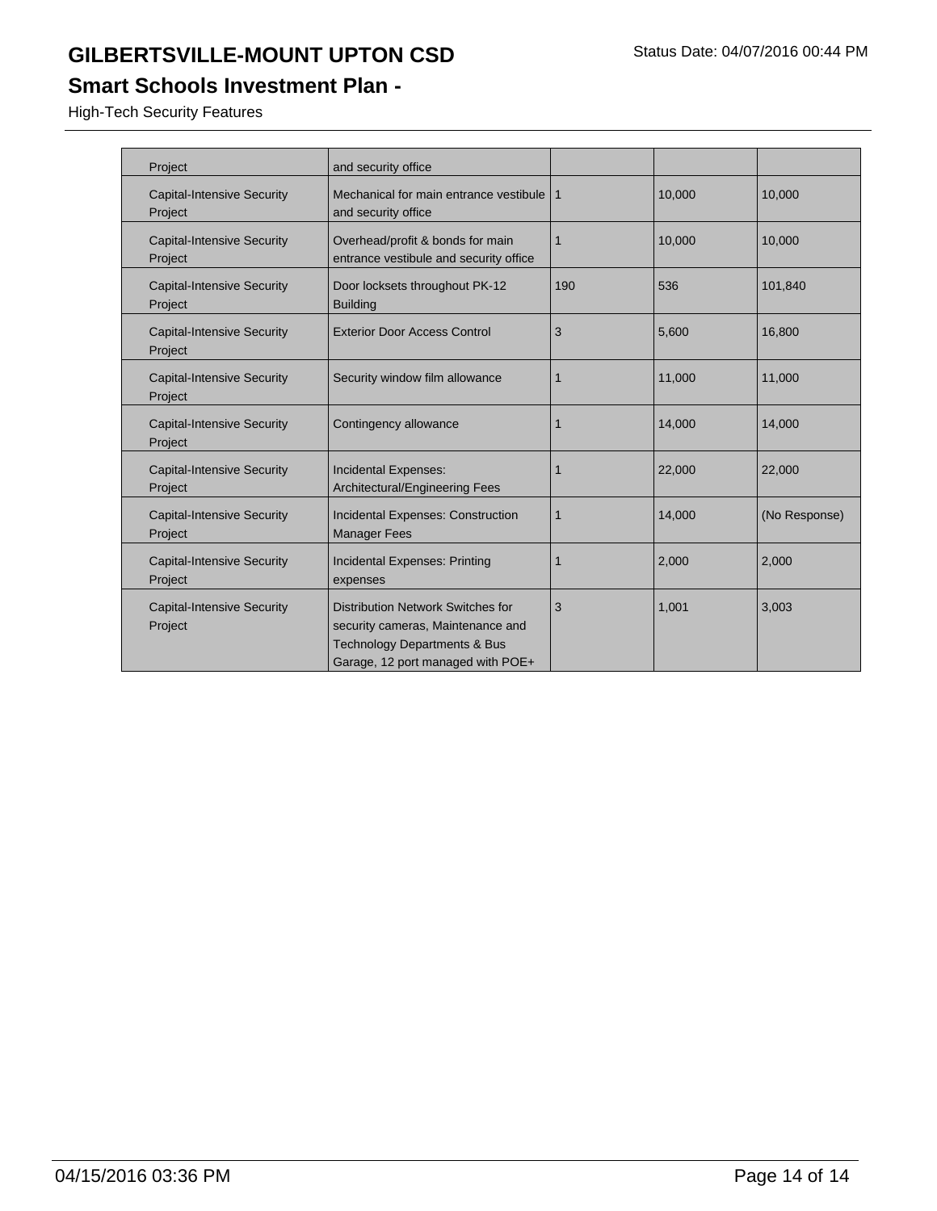# GILBERTSVILLE-MOUNT UPTON CSD

## Smart Schools Investment Plan -

High-Tech Security Features

| | | | | |
|---|---|---|---|---|
| Project | and security office | | | |
| Capital-Intensive Security Project | Mechanical for main entrance vestibule and security office | 1 | 10,000 | 10,000 |
| Capital-Intensive Security Project | Overhead/profit & bonds for main entrance vestibule and security office | 1 | 10,000 | 10,000 |
| Capital-Intensive Security Project | Door locksets throughout PK-12 Building | 190 | 536 | 101,840 |
| Capital-Intensive Security Project | Exterior Door Access Control | 3 | 5,600 | 16,800 |
| Capital-Intensive Security Project | Security window film allowance | 1 | 11,000 | 11,000 |
| Capital-Intensive Security Project | Contingency allowance | 1 | 14,000 | 14,000 |
| Capital-Intensive Security Project | Incidental Expenses: Architectural/Engineering Fees | 1 | 22,000 | 22,000 |
| Capital-Intensive Security Project | Incidental Expenses: Construction Manager Fees | 1 | 14,000 | (No Response) |
| Capital-Intensive Security Project | Incidental Expenses: Printing expenses | 1 | 2,000 | 2,000 |
| Capital-Intensive Security Project | Distribution Network Switches for security cameras, Maintenance and Technology Departments & Bus Garage, 12 port managed with POE+ | 3 | 1,001 | 3,003 |